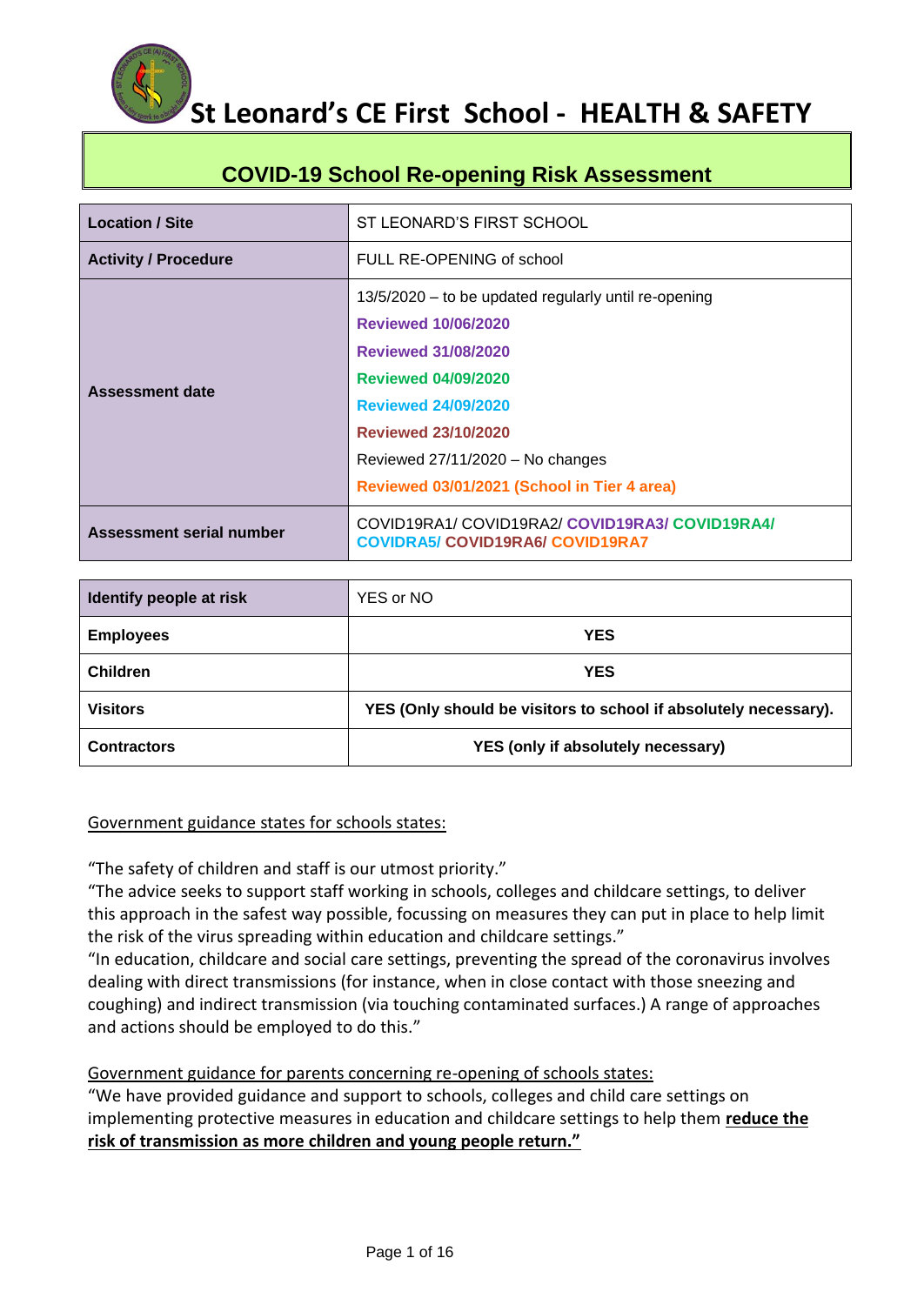# St Leonard's CE First School - HEALTH & SAFETY

## COVID-19 School Re-opening Risk Assessment

| Location / Site | ST LEONARD'S FIRST SCHOOL |
|---|---|
| Activity / Procedure | FULL RE-OPENING of school |
| Assessment date | 13/5/2020 – to be updated regularly until re-opening<br>**Reviewed 10/06/2020**<br>**Reviewed 31/08/2020**<br>**Reviewed 04/09/2020**<br>**Reviewed 24/09/2020**<br>**Reviewed 23/10/2020**<br>Reviewed 27/11/2020 – No changes<br>**Reviewed 03/01/2021 (School in Tier 4 area)** |
| Assessment serial number | COVID19RA1/ COVID19RA2/ **COVID19RA3/ COVID19RA4/ COVIDRA5/ COVID19RA6/ COVID19RA7** |

| Identify people at risk | YES or NO |
|---|---|
| Employees | **YES** |
| Children | **YES** |
| Visitors | **YES (Only should be visitors to school if absolutely necessary).** |
| Contractors | **YES (only if absolutely necessary)** |

Government guidance states for schools states:

"The safety of children and staff is our utmost priority."
"The advice seeks to support staff working in schools, colleges and childcare settings, to deliver this approach in the safest way possible, focussing on measures they can put in place to help limit the risk of the virus spreading within education and childcare settings."
"In education, childcare and social care settings, preventing the spread of the coronavirus involves dealing with direct transmissions (for instance, when in close contact with those sneezing and coughing) and indirect transmission (via touching contaminated surfaces.) A range of approaches and actions should be employed to do this."

Government guidance for parents concerning re-opening of schools states:
"We have provided guidance and support to schools, colleges and child care settings on implementing protective measures in education and childcare settings to help them **reduce the risk of transmission as more children and young people return."**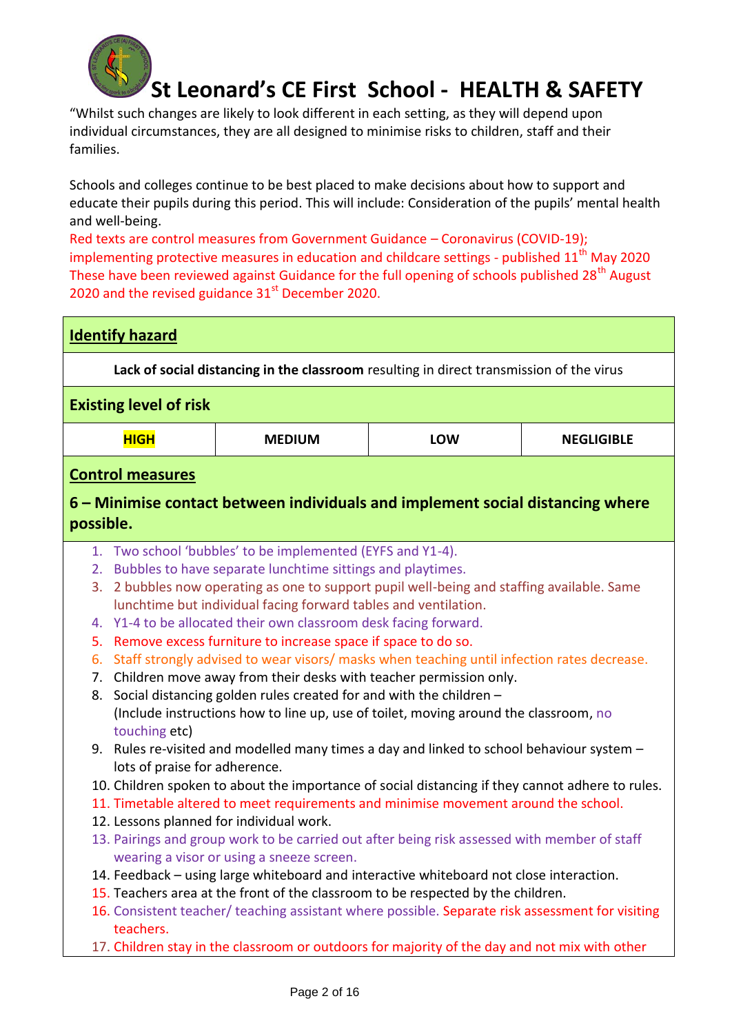# St Leonard's CE First School - HEALTH & SAFETY

"Whilst such changes are likely to look different in each setting, as they will depend upon individual circumstances, they are all designed to minimise risks to children, staff and their families.

Schools and colleges continue to be best placed to make decisions about how to support and educate their pupils during this period. This will include: Consideration of the pupils' mental health and well-being.

Red texts are control measures from Government Guidance – Coronavirus (COVID-19); implementing protective measures in education and childcare settings - published 11th May 2020 These have been reviewed against Guidance for the full opening of schools published 28th August 2020 and the revised guidance 31st December 2020.

| **Identify hazard** | | | |
|---|---|---|---|
| **Lack of social distancing in the classroom** resulting in direct transmission of the virus | | | |
| **Existing level of risk** | | | |
| **HIGH** | **MEDIUM** | **LOW** | **NEGLIGIBLE** |

## Control measures

### 6 – Minimise contact between individuals and implement social distancing where possible.

1. Two school 'bubbles' to be implemented (EYFS and Y1-4).
2. Bubbles to have separate lunchtime sittings and playtimes.
3. 2 bubbles now operating as one to support pupil well-being and staffing available. Same lunchtime but individual facing forward tables and ventilation.
4. Y1-4 to be allocated their own classroom desk facing forward.
5. Remove excess furniture to increase space if space to do so.
6. Staff strongly advised to wear visors/ masks when teaching until infection rates decrease.
7. Children move away from their desks with teacher permission only.
8. Social distancing golden rules created for and with the children – (Include instructions how to line up, use of toilet, moving around the classroom, no touching etc)
9. Rules re-visited and modelled many times a day and linked to school behaviour system – lots of praise for adherence.
10. Children spoken to about the importance of social distancing if they cannot adhere to rules.
11. Timetable altered to meet requirements and minimise movement around the school.
12. Lessons planned for individual work.
13. Pairings and group work to be carried out after being risk assessed with member of staff wearing a visor or using a sneeze screen.
14. Feedback – using large whiteboard and interactive whiteboard not close interaction.
15. Teachers area at the front of the classroom to be respected by the children.
16. Consistent teacher/ teaching assistant where possible. Separate risk assessment for visiting teachers.
17. Children stay in the classroom or outdoors for majority of the day and not mix with other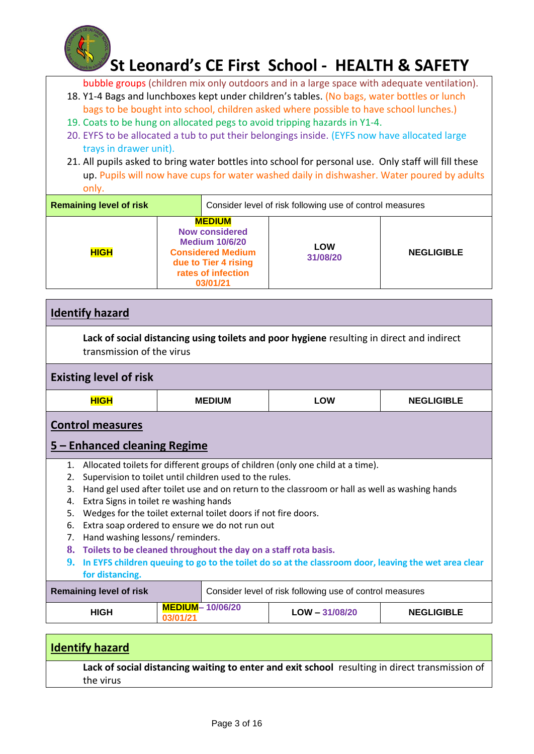bubble groups (children mix only outdoors and in a large space with adequate ventilation).

18. Y1-4 Bags and lunchboxes kept under children's tables. (No bags, water bottles or lunch bags to be bought into school, children asked where possible to have school lunches.)
19. Coats to be hung on allocated pegs to avoid tripping hazards in Y1-4.
20. EYFS to be allocated a tub to put their belongings inside. (EYFS now have allocated large trays in drawer unit).
21. All pupils asked to bring water bottles into school for personal use. Only staff will fill these up. Pupils will now have cups for water washed daily in dishwasher. Water poured by adults only.

| Remaining level of risk | | Consider level of risk following use of control measures | |
|---|---|---|---|
| **HIGH** | **MEDIUM** Now considered Medium 10/6/20 Considered Medium due to Tier 4 rising rates of infection 03/01/21 | **LOW** 31/08/20 | **NEGLIGIBLE** |

## Identify hazard

**Lack of social distancing using toilets and poor hygiene** resulting in direct and indirect transmission of the virus

## Existing level of risk

| HIGH | MEDIUM | LOW | NEGLIGIBLE |
|---|---|---|---|

## Control measures

## 5 – Enhanced cleaning Regime

1. Allocated toilets for different groups of children (only one child at a time).
2. Supervision to toilet until children used to the rules.
3. Hand gel used after toilet use and on return to the classroom or hall as well as washing hands
4. Extra Signs in toilet re washing hands
5. Wedges for the toilet external toilet doors if not fire doors.
6. Extra soap ordered to ensure we do not run out
7. Hand washing lessons/ reminders.
8. **Toilets to be cleaned throughout the day on a staff rota basis.**
9. **In EYFS children queuing to go to the toilet do so at the classroom door, leaving the wet area clear for distancing.**

| Remaining level of risk | | Consider level of risk following use of control measures | |
|---|---|---|---|
| **HIGH** | **MEDIUM**– 10/06/20 03/01/21 | **LOW** – 31/08/20 | **NEGLIGIBLE** |

## Identify hazard

**Lack of social distancing waiting to enter and exit school** resulting in direct transmission of the virus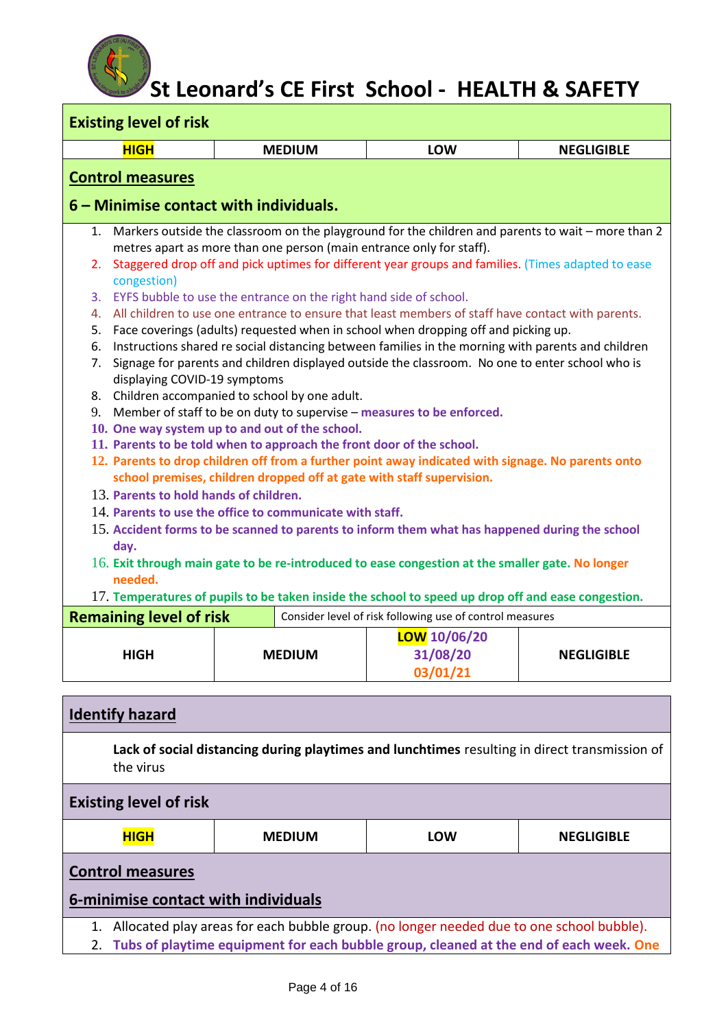# St Leonard's CE First School - HEALTH & SAFETY

**Existing level of risk**

| **HIGH** | MEDIUM | LOW | NEGLIGIBLE |
|---|---|---|---|

**Control measures**

**6 – Minimise contact with individuals.**

1. Markers outside the classroom on the playground for the children and parents to wait – more than 2 metres apart as more than one person (main entrance only for staff).
2. Staggered drop off and pick uptimes for different year groups and families. (Times adapted to ease congestion)
3. EYFS bubble to use the entrance on the right hand side of school.
4. All children to use one entrance to ensure that least members of staff have contact with parents.
5. Face coverings (adults) requested when in school when dropping off and picking up.
6. Instructions shared re social distancing between families in the morning with parents and children
7. Signage for parents and children displayed outside the classroom. No one to enter school who is displaying COVID-19 symptoms
8. Children accompanied to school by one adult.
9. Member of staff to be on duty to supervise – **measures to be enforced.**
10. **One way system up to and out of the school.**
11. **Parents to be told when to approach the front door of the school.**
12. **Parents to drop children off from a further point away indicated with signage. No parents onto school premises, children dropped off at gate with staff supervision.**
13. **Parents to hold hands of children.**
14. **Parents to use the office to communicate with staff.**
15. **Accident forms to be scanned to parents to inform them what has happened during the school day.**
16. **Exit through main gate to be re-introduced to ease congestion at the smaller gate. No longer needed.**
17. **Temperatures of pupils to be taken inside the school to speed up drop off and ease congestion.**

| **Remaining level of risk** | Consider level of risk following use of control measures | | |
|---|---|---|---|
| HIGH | MEDIUM | **LOW 10/06/20 31/08/20 03/01/21** | NEGLIGIBLE |

**Identify hazard**

**Lack of social distancing during playtimes and lunchtimes** resulting in direct transmission of the virus

**Existing level of risk**

| **HIGH** | MEDIUM | LOW | NEGLIGIBLE |
|---|---|---|---|

**Control measures**

**6-minimise contact with individuals**

1. Allocated play areas for each bubble group. (no longer needed due to one school bubble).
2. **Tubs of playtime equipment for each bubble group, cleaned at the end of each week. One**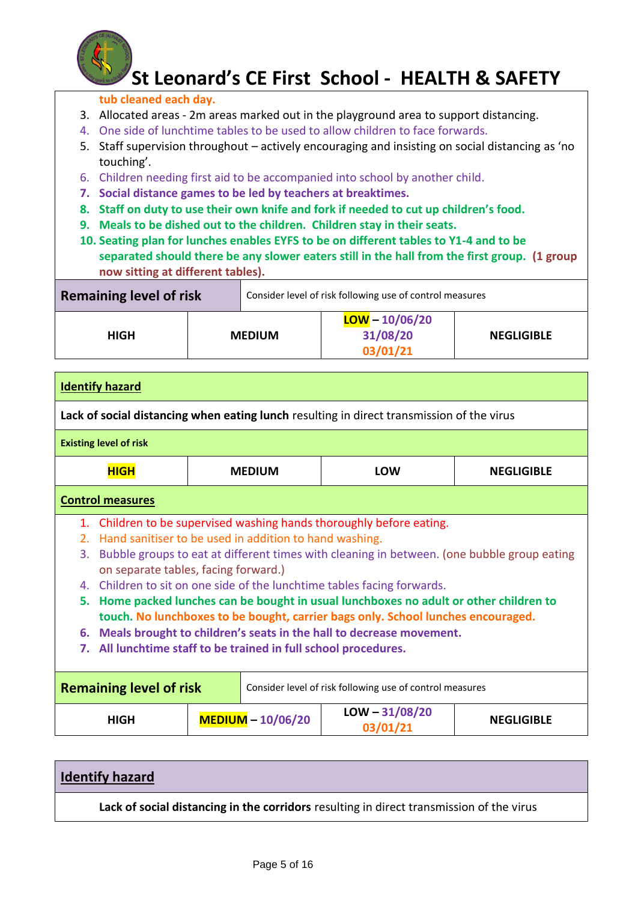**tub cleaned each day.**

3. Allocated areas - 2m areas marked out in the playground area to support distancing.
4. One side of lunchtime tables to be used to allow children to face forwards.
5. Staff supervision throughout – actively encouraging and insisting on social distancing as 'no touching'.
6. Children needing first aid to be accompanied into school by another child.
7. **Social distance games to be led by teachers at breaktimes.**
8. **Staff on duty to use their own knife and fork if needed to cut up children's food.**
9. **Meals to be dished out to the children. Children stay in their seats.**
10. **Seating plan for lunches enables EYFS to be on different tables to Y1-4 and to be separated should there be any slower eaters still in the hall from the first group. (1 group now sitting at different tables).**

| **Remaining level of risk** | Consider level of risk following use of control measures | | |
|---|---|---|---|
| **HIGH** | **MEDIUM** | **LOW – 10/06/20 31/08/20 03/01/21** | **NEGLIGIBLE** |

| **Identify hazard** | | | |
|---|---|---|---|
| **Lack of social distancing when eating lunch** resulting in direct transmission of the virus | | | |
| **Existing level of risk** | | | |
| **HIGH** | **MEDIUM** | **LOW** | **NEGLIGIBLE** |

**Control measures**

1. Children to be supervised washing hands thoroughly before eating.
2. Hand sanitiser to be used in addition to hand washing.
3. Bubble groups to eat at different times with cleaning in between. (one bubble group eating on separate tables, facing forward.)
4. Children to sit on one side of the lunchtime tables facing forwards.
5. **Home packed lunches can be bought in usual lunchboxes no adult or other children to touch. No lunchboxes to be bought, carrier bags only. School lunches encouraged.**
6. **Meals brought to children's seats in the hall to decrease movement.**
7. **All lunchtime staff to be trained in full school procedures.**

| **Remaining level of risk** | Consider level of risk following use of control measures | | |
|---|---|---|---|
| **HIGH** | **MEDIUM – 10/06/20** | **LOW – 31/08/20 03/01/21** | **NEGLIGIBLE** |

| **Identify hazard** |
|---|
| **Lack of social distancing in the corridors** resulting in direct transmission of the virus |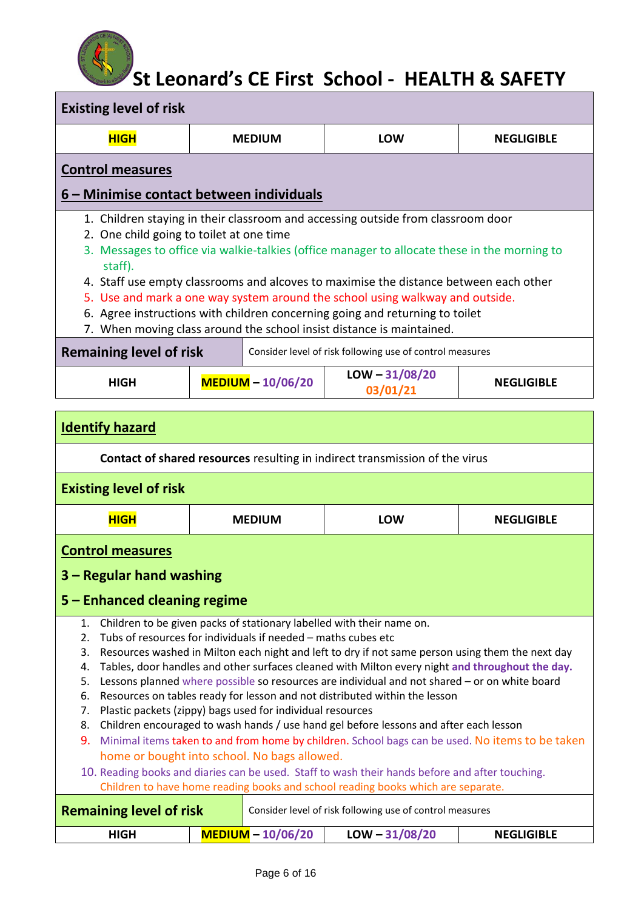# St Leonard's CE First School - HEALTH & SAFETY

| **Existing level of risk** | | | |
|---|---|---|---|
| **HIGH** | **MEDIUM** | **LOW** | **NEGLIGIBLE** |

**Control measures**

**6 – Minimise contact between individuals**

1. Children staying in their classroom and accessing outside from classroom door
2. One child going to toilet at one time
3. Messages to office via walkie-talkies (office manager to allocate these in the morning to staff).
4. Staff use empty classrooms and alcoves to maximise the distance between each other
5. Use and mark a one way system around the school using walkway and outside.
6. Agree instructions with children concerning going and returning to toilet
7. When moving class around the school insist distance is maintained.

| **Remaining level of risk** | Consider level of risk following use of control measures | | |
|---|---|---|---|
| **HIGH** | **MEDIUM – 10/06/20** | **LOW – 31/08/20 03/01/21** | **NEGLIGIBLE** |

**Identify hazard**

**Contact of shared resources** resulting in indirect transmission of the virus

| **Existing level of risk** | | | |
|---|---|---|---|
| **HIGH** | **MEDIUM** | **LOW** | **NEGLIGIBLE** |

**Control measures**

**3 – Regular hand washing**

**5 – Enhanced cleaning regime**

1. Children to be given packs of stationary labelled with their name on.
2. Tubs of resources for individuals if needed – maths cubes etc
3. Resources washed in Milton each night and left to dry if not same person using them the next day
4. Tables, door handles and other surfaces cleaned with Milton every night **and throughout the day.**
5. Lessons planned where possible so resources are individual and not shared – or on white board
6. Resources on tables ready for lesson and not distributed within the lesson
7. Plastic packets (zippy) bags used for individual resources
8. Children encouraged to wash hands / use hand gel before lessons and after each lesson
9. Minimal items taken to and from home by children. School bags can be used. No items to be taken home or bought into school. No bags allowed.
10. Reading books and diaries can be used. Staff to wash their hands before and after touching. Children to have home reading books and school reading books which are separate.

| **Remaining level of risk** | Consider level of risk following use of control measures | | |
|---|---|---|---|
| **HIGH** | **MEDIUM – 10/06/20** | **LOW – 31/08/20** | **NEGLIGIBLE** |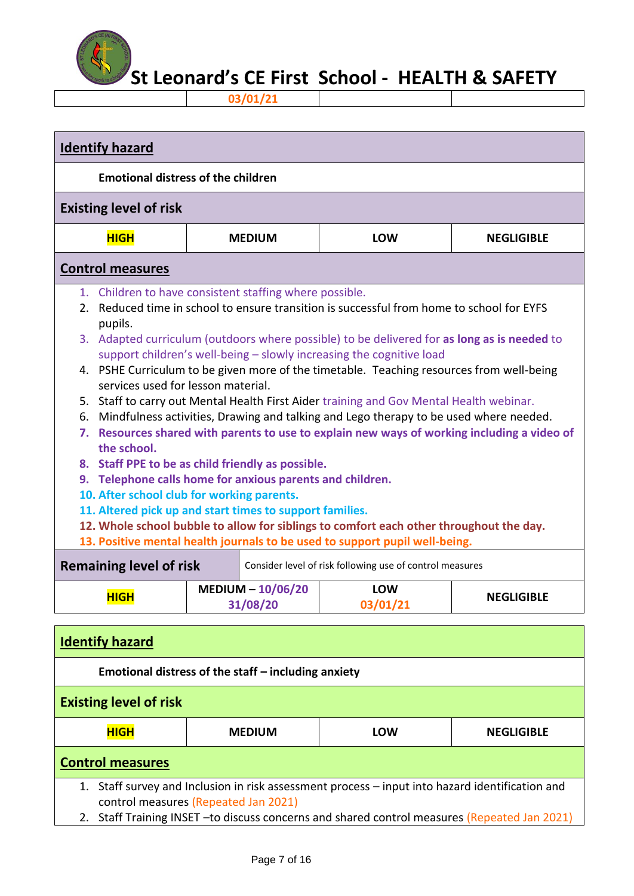# St Leonard's CE First School - HEALTH & SAFETY

| | 03/01/21 | | |
|---|---|---|---|

**Identify hazard**

**Emotional distress of the children**

**Existing level of risk**

| **HIGH** | **MEDIUM** | **LOW** | **NEGLIGIBLE** |
|---|---|---|---|

**Control measures**

1. Children to have consistent staffing where possible.
2. Reduced time in school to ensure transition is successful from home to school for EYFS pupils.
3. Adapted curriculum (outdoors where possible) to be delivered for **as long as is needed** to support children's well-being – slowly increasing the cognitive load
4. PSHE Curriculum to be given more of the timetable. Teaching resources from well-being services used for lesson material.
5. Staff to carry out Mental Health First Aider training and Gov Mental Health webinar.
6. Mindfulness activities, Drawing and talking and Lego therapy to be used where needed.
7. **Resources shared with parents to use to explain new ways of working including a video of the school.**
8. **Staff PPE to be as child friendly as possible.**
9. **Telephone calls home for anxious parents and children.**
10. **After school club for working parents.**
11. **Altered pick up and start times to support families.**
12. **Whole school bubble to allow for siblings to comfort each other throughout the day.**
13. **Positive mental health journals to be used to support pupil well-being.**

**Remaining level of risk** — Consider level of risk following use of control measures

| **HIGH** | **MEDIUM – 10/06/20 31/08/20** | **LOW 03/01/21** | **NEGLIGIBLE** |
|---|---|---|---|

**Identify hazard**

**Emotional distress of the staff – including anxiety**

**Existing level of risk**

| **HIGH** | **MEDIUM** | **LOW** | **NEGLIGIBLE** |
|---|---|---|---|

**Control measures**

1. Staff survey and Inclusion in risk assessment process – input into hazard identification and control measures (Repeated Jan 2021)
2. Staff Training INSET –to discuss concerns and shared control measures (Repeated Jan 2021)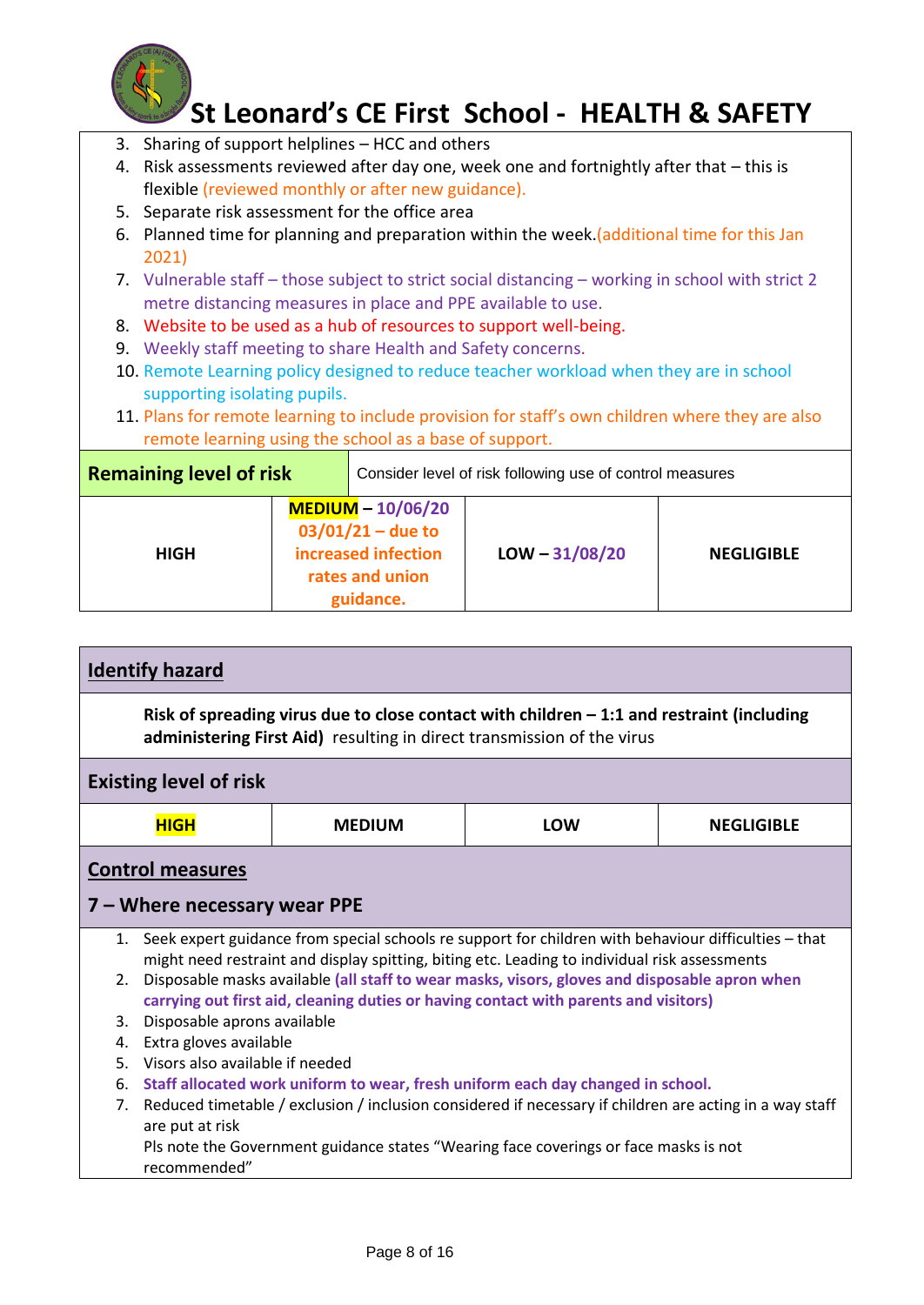3. Sharing of support helplines – HCC and others
4. Risk assessments reviewed after day one, week one and fortnightly after that – this is flexible (reviewed monthly or after new guidance).
5. Separate risk assessment for the office area
6. Planned time for planning and preparation within the week.(additional time for this Jan 2021)
7. Vulnerable staff – those subject to strict social distancing – working in school with strict 2 metre distancing measures in place and PPE available to use.
8. Website to be used as a hub of resources to support well-being.
9. Weekly staff meeting to share Health and Safety concerns.
10. Remote Learning policy designed to reduce teacher workload when they are in school supporting isolating pupils.
11. Plans for remote learning to include provision for staff's own children where they are also remote learning using the school as a base of support.

| **Remaining level of risk** | Consider level of risk following use of control measures | | |
|---|---|---|---|
| **HIGH** | **MEDIUM – 10/06/20 03/01/21 – due to increased infection rates and union guidance.** | **LOW – 31/08/20** | **NEGLIGIBLE** |

## Identify hazard

**Risk of spreading virus due to close contact with children – 1:1 and restraint (including administering First Aid)** resulting in direct transmission of the virus

## Existing level of risk

| **HIGH** | **MEDIUM** | **LOW** | **NEGLIGIBLE** |
|---|---|---|---|

## Control measures

### 7 – Where necessary wear PPE

1. Seek expert guidance from special schools re support for children with behaviour difficulties – that might need restraint and display spitting, biting etc. Leading to individual risk assessments
2. Disposable masks available **(all staff to wear masks, visors, gloves and disposable apron when carrying out first aid, cleaning duties or having contact with parents and visitors)**
3. Disposable aprons available
4. Extra gloves available
5. Visors also available if needed
6. **Staff allocated work uniform to wear, fresh uniform each day changed in school.**
7. Reduced timetable / exclusion / inclusion considered if necessary if children are acting in a way staff are put at risk
   Pls note the Government guidance states "Wearing face coverings or face masks is not recommended"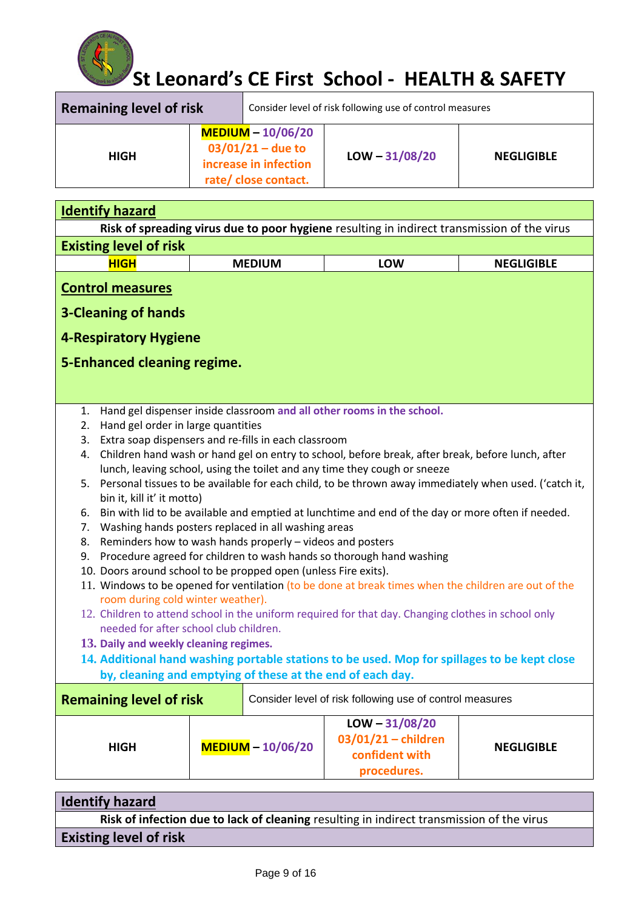# St Leonard's CE First School - HEALTH & SAFETY

| Remaining level of risk | Consider level of risk following use of control measures | | |
|---|---|---|---|
| HIGH | **MEDIUM** – 10/06/20 03/01/21 – due to increase in infection rate/ close contact. | LOW – 31/08/20 | NEGLIGIBLE |

| Identify hazard | | | |
|---|---|---|---|
| **Risk of spreading virus due to poor hygiene** resulting in indirect transmission of the virus | | | |
| **Existing level of risk** | | | |
| **HIGH** | MEDIUM | LOW | NEGLIGIBLE |

**Control measures**

**3-Cleaning of hands**

**4-Respiratory Hygiene**

**5-Enhanced cleaning regime.**

1. Hand gel dispenser inside classroom **and all other rooms in the school.**
2. Hand gel order in large quantities
3. Extra soap dispensers and re-fills in each classroom
4. Children hand wash or hand gel on entry to school, before break, after break, before lunch, after lunch, leaving school, using the toilet and any time they cough or sneeze
5. Personal tissues to be available for each child, to be thrown away immediately when used. ('catch it, bin it, kill it' it motto)
6. Bin with lid to be available and emptied at lunchtime and end of the day or more often if needed.
7. Washing hands posters replaced in all washing areas
8. Reminders how to wash hands properly – videos and posters
9. Procedure agreed for children to wash hands so thorough hand washing
10. Doors around school to be propped open (unless Fire exits).
11. Windows to be opened for ventilation (to be done at break times when the children are out of the room during cold winter weather).
12. Children to attend school in the uniform required for that day. Changing clothes in school only needed for after school club children.
13. **Daily and weekly cleaning regimes.**
14. **Additional hand washing portable stations to be used. Mop for spillages to be kept close by, cleaning and emptying of these at the end of each day.**

| Remaining level of risk | Consider level of risk following use of control measures | | |
|---|---|---|---|
| HIGH | **MEDIUM** – 10/06/20 | LOW – 31/08/20 03/01/21 – children confident with procedures. | NEGLIGIBLE |

| Identify hazard |
|---|
| **Risk of infection due to lack of cleaning** resulting in indirect transmission of the virus |
| **Existing level of risk** |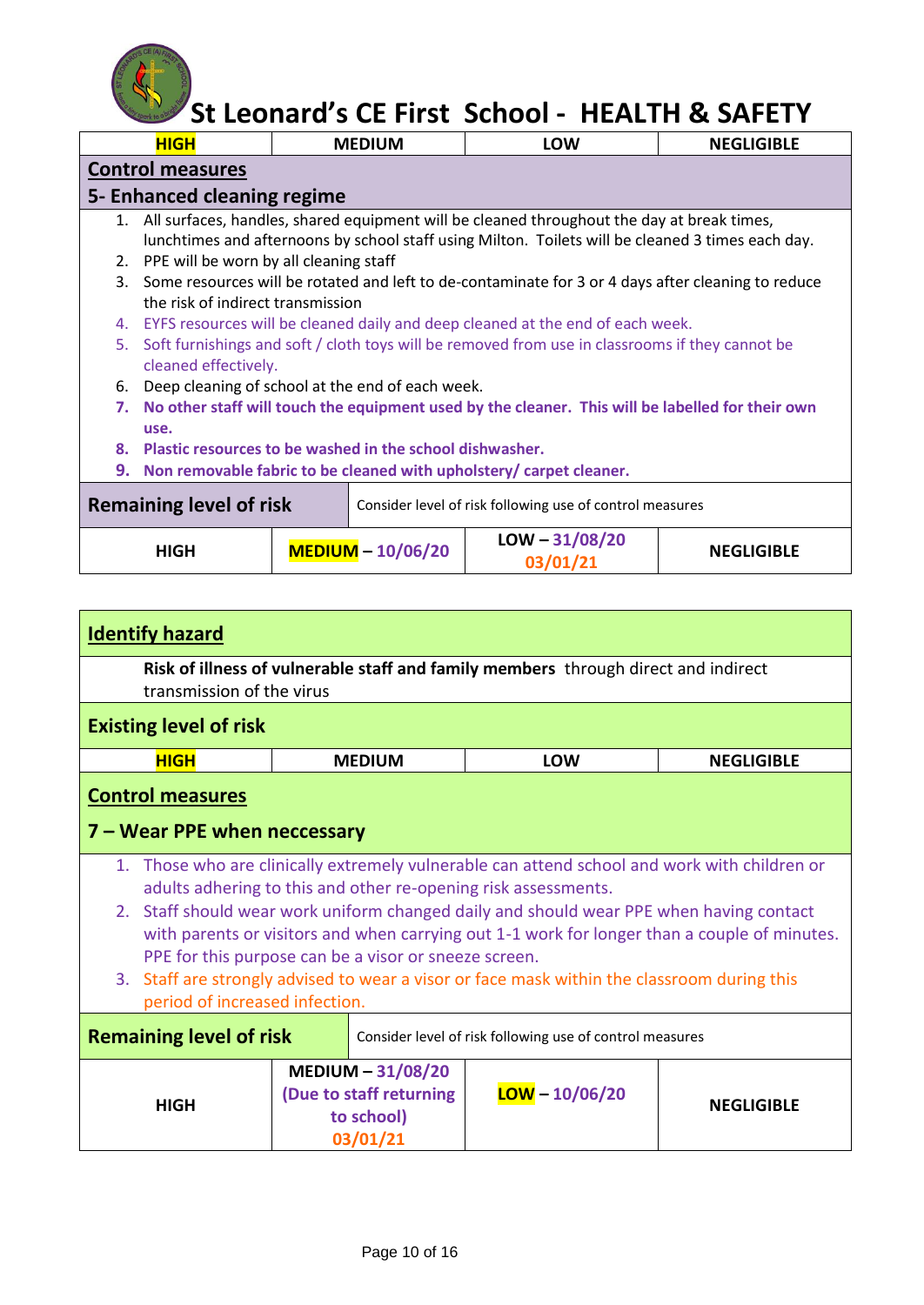# St Leonard's CE First School - HEALTH & SAFETY

| **HIGH** | MEDIUM | LOW | NEGLIGIBLE |
|---|---|---|---|

## Control measures

### 5- Enhanced cleaning regime

1. All surfaces, handles, shared equipment will be cleaned throughout the day at break times, lunchtimes and afternoons by school staff using Milton. Toilets will be cleaned 3 times each day.
2. PPE will be worn by all cleaning staff
3. Some resources will be rotated and left to de-contaminate for 3 or 4 days after cleaning to reduce the risk of indirect transmission
4. EYFS resources will be cleaned daily and deep cleaned at the end of each week.
5. Soft furnishings and soft / cloth toys will be removed from use in classrooms if they cannot be cleaned effectively.
6. Deep cleaning of school at the end of each week.
7. **No other staff will touch the equipment used by the cleaner. This will be labelled for their own use.**
8. **Plastic resources to be washed in the school dishwasher.**
9. **Non removable fabric to be cleaned with upholstery/ carpet cleaner.**

**Remaining level of risk** — Consider level of risk following use of control measures

| HIGH | **MEDIUM** – 10/06/20 | LOW – 31/08/20<br>03/01/21 | NEGLIGIBLE |
|---|---|---|---|

## Identify hazard

**Risk of illness of vulnerable staff and family members** through direct and indirect transmission of the virus

## Existing level of risk

| **HIGH** | MEDIUM | LOW | NEGLIGIBLE |
|---|---|---|---|

## Control measures

### 7 – Wear PPE when neccessary

1. Those who are clinically extremely vulnerable can attend school and work with children or adults adhering to this and other re-opening risk assessments.
2. Staff should wear work uniform changed daily and should wear PPE when having contact with parents or visitors and when carrying out 1-1 work for longer than a couple of minutes. PPE for this purpose can be a visor or sneeze screen.
3. Staff are strongly advised to wear a visor or face mask within the classroom during this period of increased infection.

**Remaining level of risk** — Consider level of risk following use of control measures

| HIGH | MEDIUM – 31/08/20<br>(Due to staff returning to school)<br>03/01/21 | **LOW** – 10/06/20 | NEGLIGIBLE |
|---|---|---|---|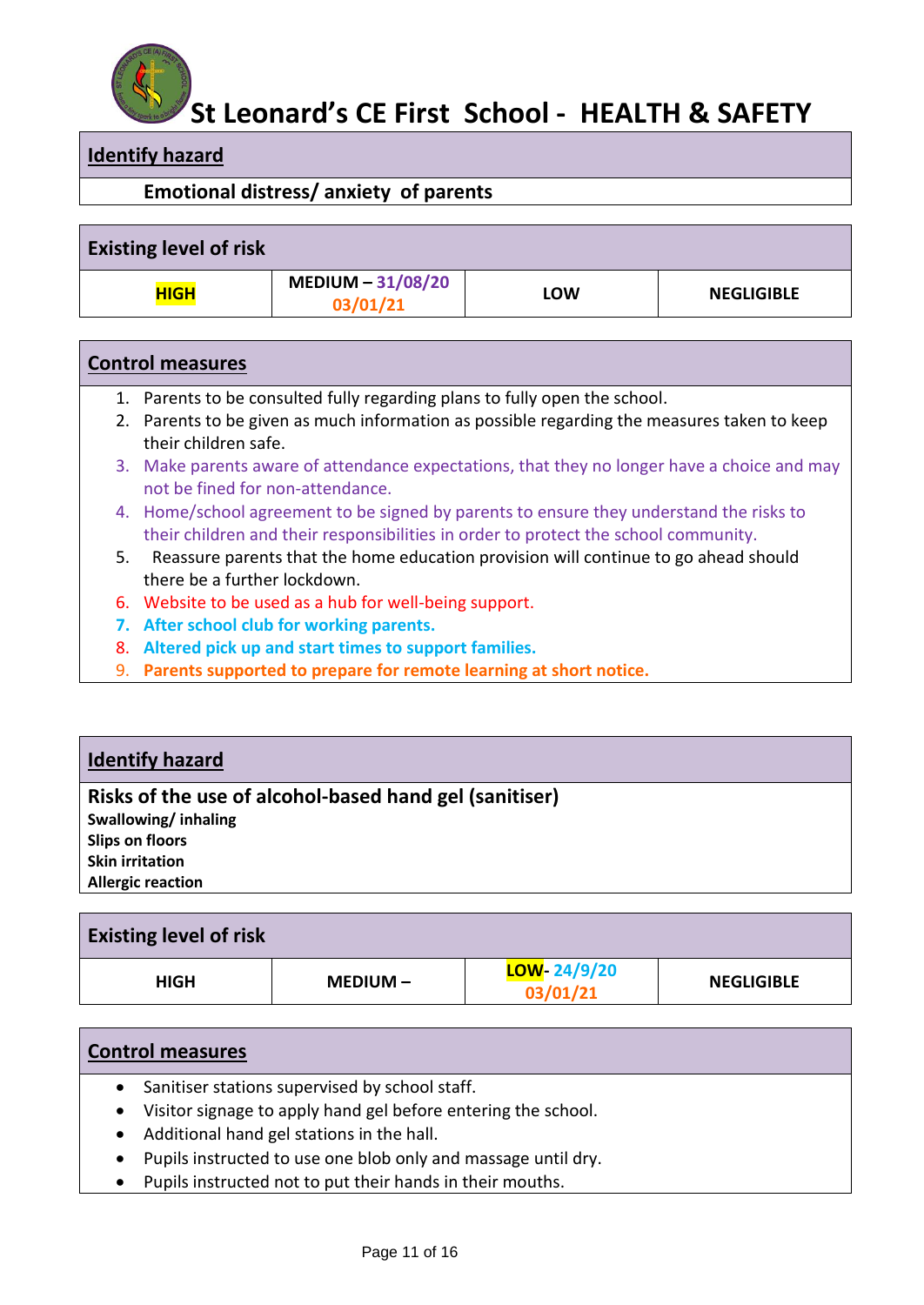# St Leonard's CE First School - HEALTH & SAFETY

| **Identify hazard** |
|---|
| **Emotional distress/ anxiety of parents** |

| **Existing level of risk** | | | |
|---|---|---|---|
| **HIGH** | **MEDIUM – 31/08/20 03/01/21** | **LOW** | **NEGLIGIBLE** |

**Control measures**

1. Parents to be consulted fully regarding plans to fully open the school.
2. Parents to be given as much information as possible regarding the measures taken to keep their children safe.
3. Make parents aware of attendance expectations, that they no longer have a choice and may not be fined for non-attendance.
4. Home/school agreement to be signed by parents to ensure they understand the risks to their children and their responsibilities in order to protect the school community.
5. Reassure parents that the home education provision will continue to go ahead should there be a further lockdown.
6. Website to be used as a hub for well-being support.
7. **After school club for working parents.**
8. **Altered pick up and start times to support families.**
9. **Parents supported to prepare for remote learning at short notice.**

| **Identify hazard** |
|---|
| **Risks of the use of alcohol-based hand gel (sanitiser)**<br>**Swallowing/ inhaling**<br>**Slips on floors**<br>**Skin irritation**<br>**Allergic reaction** |

| **Existing level of risk** | | | |
|---|---|---|---|
| **HIGH** | **MEDIUM –** | **LOW- 24/9/20 03/01/21** | **NEGLIGIBLE** |

**Control measures**

- Sanitiser stations supervised by school staff.
- Visitor signage to apply hand gel before entering the school.
- Additional hand gel stations in the hall.
- Pupils instructed to use one blob only and massage until dry.
- Pupils instructed not to put their hands in their mouths.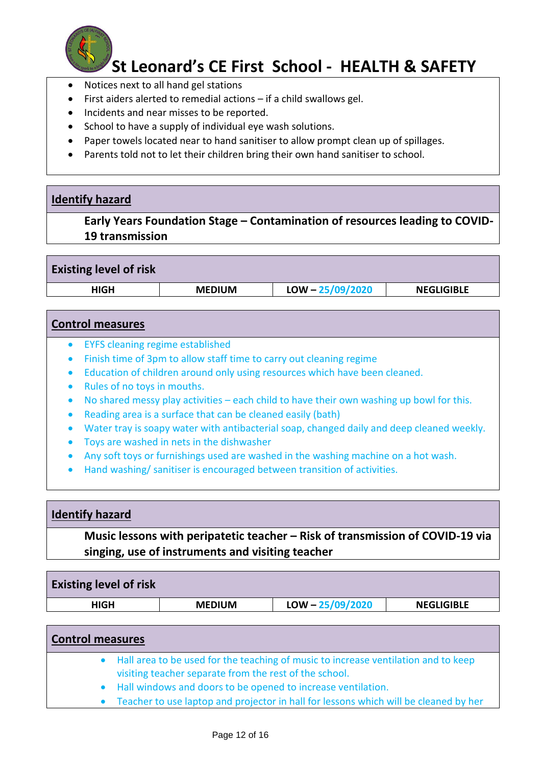- Notices next to all hand gel stations
- First aiders alerted to remedial actions – if a child swallows gel.
- Incidents and near misses to be reported.
- School to have a supply of individual eye wash solutions.
- Paper towels located near to hand sanitiser to allow prompt clean up of spillages.
- Parents told not to let their children bring their own hand sanitiser to school.

## Identify hazard

**Early Years Foundation Stage – Contamination of resources leading to COVID-19 transmission**

| Existing level of risk | | | |
|---|---|---|---|
| HIGH | MEDIUM | LOW – 25/09/2020 | NEGLIGIBLE |

## Control measures

- EYFS cleaning regime established
- Finish time of 3pm to allow staff time to carry out cleaning regime
- Education of children around only using resources which have been cleaned.
- Rules of no toys in mouths.
- No shared messy play activities – each child to have their own washing up bowl for this.
- Reading area is a surface that can be cleaned easily (bath)
- Water tray is soapy water with antibacterial soap, changed daily and deep cleaned weekly.
- Toys are washed in nets in the dishwasher
- Any soft toys or furnishings used are washed in the washing machine on a hot wash.
- Hand washing/ sanitiser is encouraged between transition of activities.

## Identify hazard

**Music lessons with peripatetic teacher – Risk of transmission of COVID-19 via singing, use of instruments and visiting teacher**

| Existing level of risk | | | |
|---|---|---|---|
| HIGH | MEDIUM | LOW – 25/09/2020 | NEGLIGIBLE |

## Control measures

- Hall area to be used for the teaching of music to increase ventilation and to keep visiting teacher separate from the rest of the school.
- Hall windows and doors to be opened to increase ventilation.
- Teacher to use laptop and projector in hall for lessons which will be cleaned by her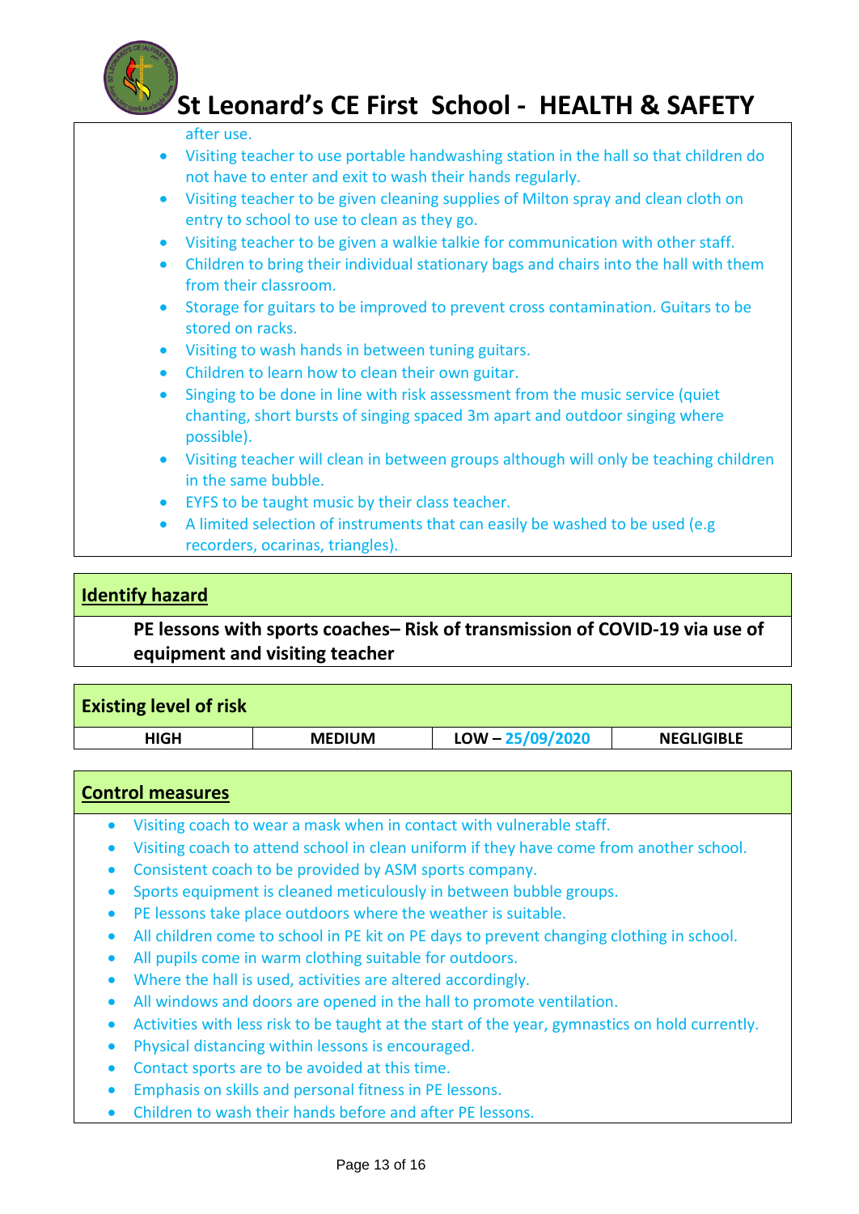after use.

- Visiting teacher to use portable handwashing station in the hall so that children do not have to enter and exit to wash their hands regularly.
- Visiting teacher to be given cleaning supplies of Milton spray and clean cloth on entry to school to use to clean as they go.
- Visiting teacher to be given a walkie talkie for communication with other staff.
- Children to bring their individual stationary bags and chairs into the hall with them from their classroom.
- Storage for guitars to be improved to prevent cross contamination. Guitars to be stored on racks.
- Visiting to wash hands in between tuning guitars.
- Children to learn how to clean their own guitar.
- Singing to be done in line with risk assessment from the music service (quiet chanting, short bursts of singing spaced 3m apart and outdoor singing where possible).
- Visiting teacher will clean in between groups although will only be teaching children in the same bubble.
- EYFS to be taught music by their class teacher.
- A limited selection of instruments that can easily be washed to be used (e.g recorders, ocarinas, triangles).

## Identify hazard

**PE lessons with sports coaches– Risk of transmission of COVID-19 via use of equipment and visiting teacher**

## Existing level of risk

| HIGH | MEDIUM | LOW – 25/09/2020 | NEGLIGIBLE |
|---|---|---|---|

## Control measures

- Visiting coach to wear a mask when in contact with vulnerable staff.
- Visiting coach to attend school in clean uniform if they have come from another school.
- Consistent coach to be provided by ASM sports company.
- Sports equipment is cleaned meticulously in between bubble groups.
- PE lessons take place outdoors where the weather is suitable.
- All children come to school in PE kit on PE days to prevent changing clothing in school.
- All pupils come in warm clothing suitable for outdoors.
- Where the hall is used, activities are altered accordingly.
- All windows and doors are opened in the hall to promote ventilation.
- Activities with less risk to be taught at the start of the year, gymnastics on hold currently.
- Physical distancing within lessons is encouraged.
- Contact sports are to be avoided at this time.
- Emphasis on skills and personal fitness in PE lessons.
- Children to wash their hands before and after PE lessons.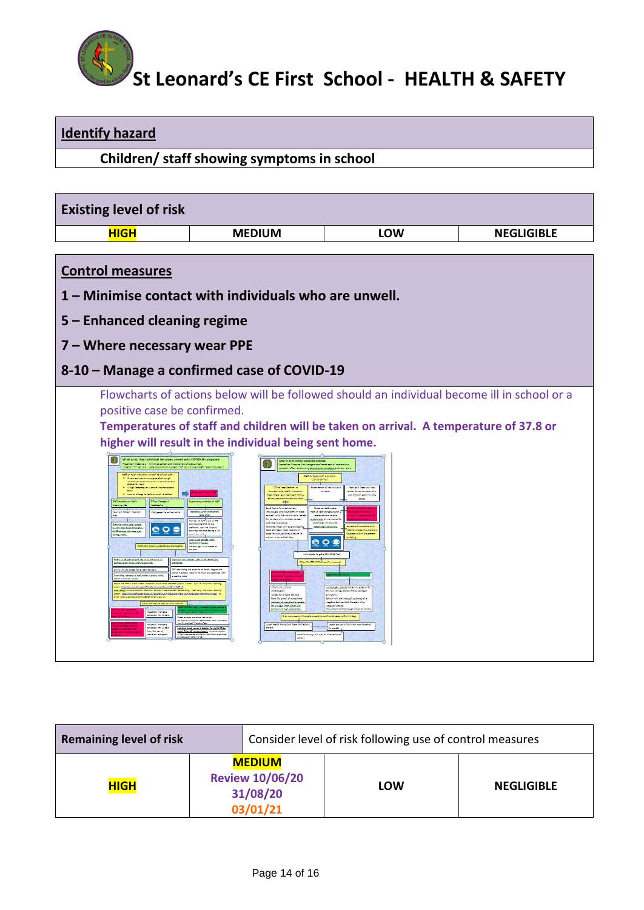# St Leonard's CE First School - HEALTH & SAFETY

| Identify hazard |
|---|
| Children/ staff showing symptoms in school |

| Existing level of risk | | | |
|---|---|---|---|
| **HIGH** | MEDIUM | LOW | NEGLIGIBLE |

## Control measures

**1 – Minimise contact with individuals who are unwell.**

**5 – Enhanced cleaning regime**

**7 – Where necessary wear PPE**

**8-10 – Manage a confirmed case of COVID-19**

Flowcharts of actions below will be followed should an individual become ill in school or a positive case be confirmed.

**Temperatures of staff and children will be taken on arrival. A temperature of 37.8 or higher will result in the individual being sent home.**

| Remaining level of risk | Consider level of risk following use of control measures | | |
|---|---|---|---|
| **HIGH** | **MEDIUM** Review 10/06/20 31/08/20 03/01/21 | LOW | NEGLIGIBLE |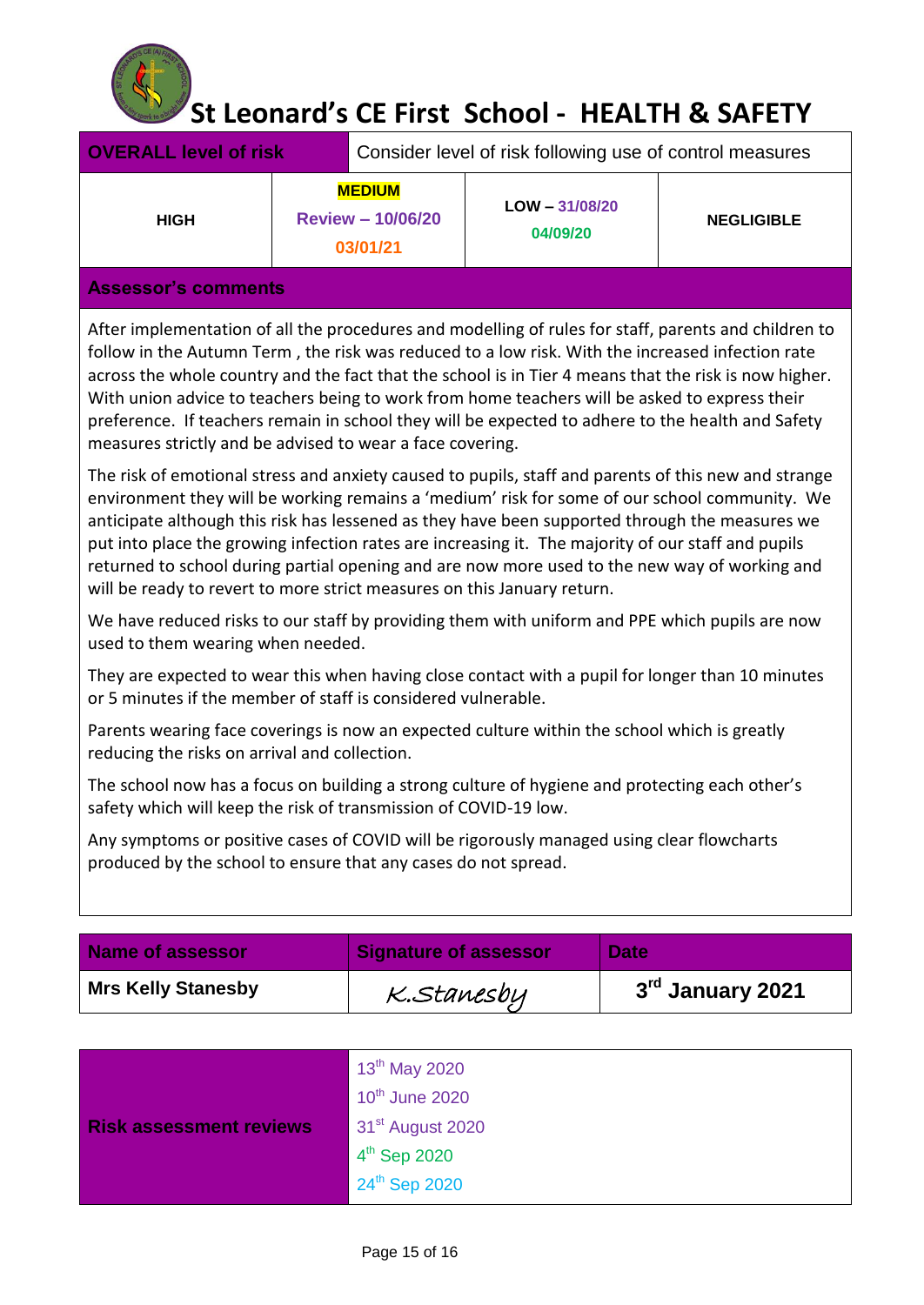# St Leonard's CE First School - HEALTH & SAFETY

| OVERALL level of risk | Consider level of risk following use of control measures | | |
|---|---|---|---|
| HIGH | MEDIUM<br>Review – 10/06/20<br>03/01/21 | LOW – 31/08/20<br>04/09/20 | NEGLIGIBLE |

**Assessor's comments**

After implementation of all the procedures and modelling of rules for staff, parents and children to follow in the Autumn Term , the risk was reduced to a low risk. With the increased infection rate across the whole country and the fact that the school is in Tier 4 means that the risk is now higher. With union advice to teachers being to work from home teachers will be asked to express their preference. If teachers remain in school they will be expected to adhere to the health and Safety measures strictly and be advised to wear a face covering.

The risk of emotional stress and anxiety caused to pupils, staff and parents of this new and strange environment they will be working remains a 'medium' risk for some of our school community. We anticipate although this risk has lessened as they have been supported through the measures we put into place the growing infection rates are increasing it. The majority of our staff and pupils returned to school during partial opening and are now more used to the new way of working and will be ready to revert to more strict measures on this January return.

We have reduced risks to our staff by providing them with uniform and PPE which pupils are now used to them wearing when needed.

They are expected to wear this when having close contact with a pupil for longer than 10 minutes or 5 minutes if the member of staff is considered vulnerable.

Parents wearing face coverings is now an expected culture within the school which is greatly reducing the risks on arrival and collection.

The school now has a focus on building a strong culture of hygiene and protecting each other's safety which will keep the risk of transmission of COVID-19 low.

Any symptoms or positive cases of COVID will be rigorously managed using clear flowcharts produced by the school to ensure that any cases do not spread.

| Name of assessor | Signature of assessor | Date |
|---|---|---|
| Mrs Kelly Stanesby | K.Stanesby | 3rd January 2021 |

| Risk assessment reviews | 13th May 2020<br>10th June 2020<br>31st August 2020<br>4th Sep 2020<br>24th Sep 2020 |
|---|---|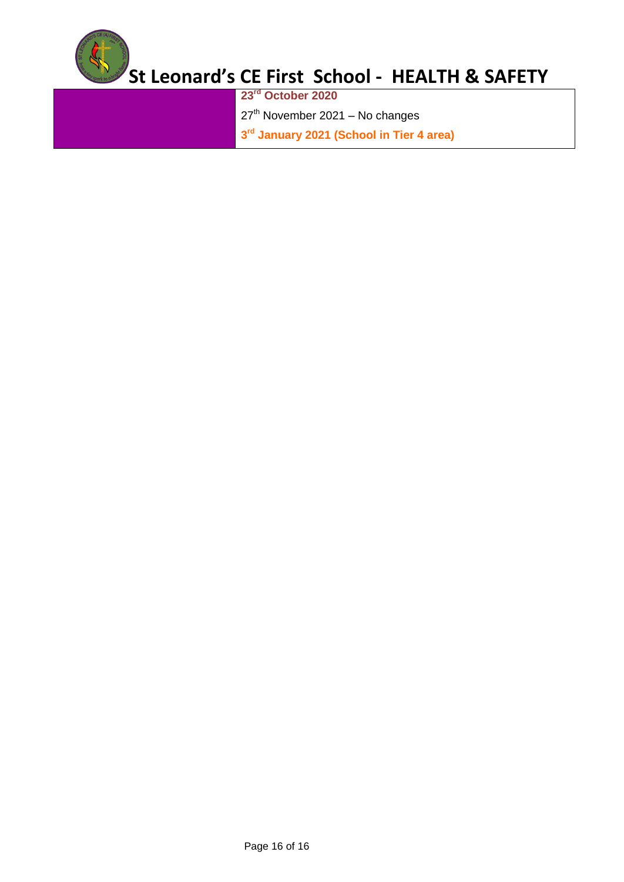| | |
|---|---|
| | **23rd October 2020** |
| | 27th November 2021 – No changes |
| | **3rd January 2021 (School in Tier 4 area)** |